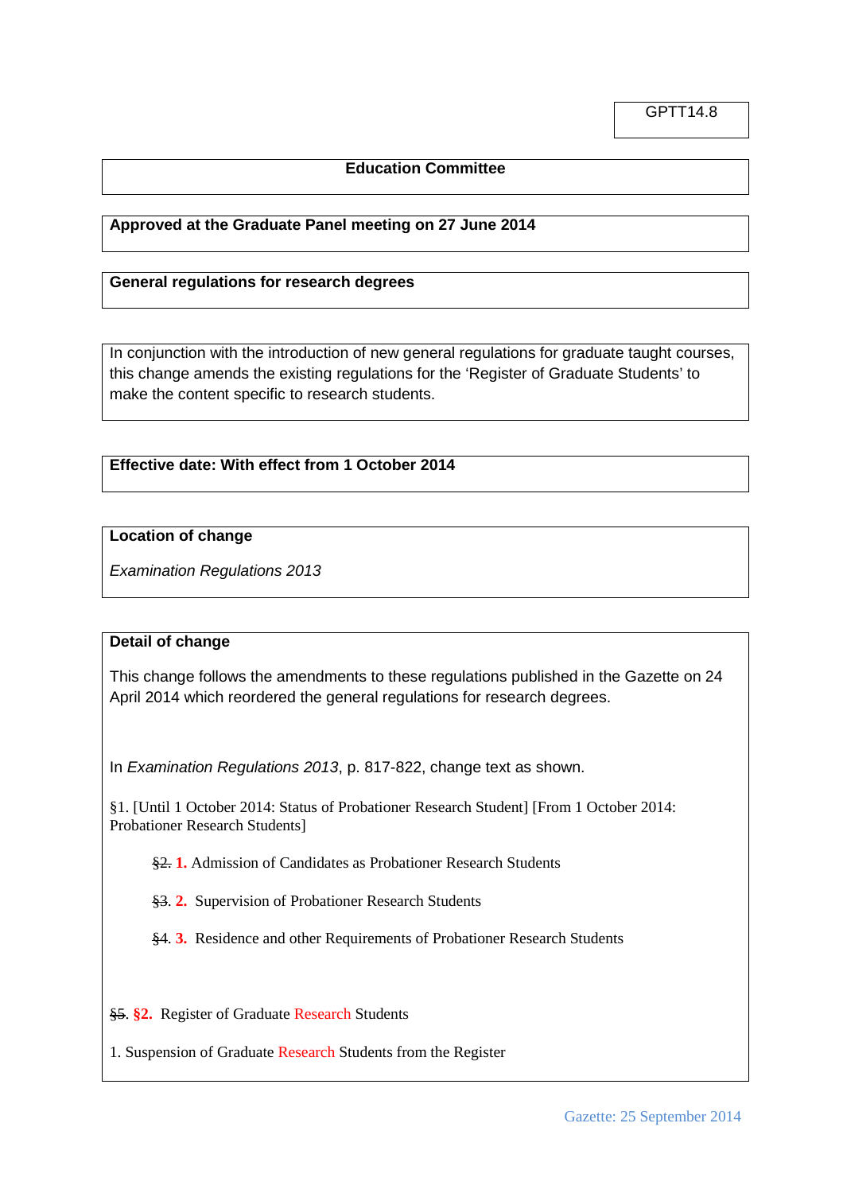GPTT14.8

**Education Committee**

**Approved at the Graduate Panel meeting on 27 June 2014**

**General regulations for research degrees**

In conjunction with the introduction of new general regulations for graduate taught courses, this change amends the existing regulations for the 'Register of Graduate Students' to make the content specific to research students.

**Effective date: With effect from 1 October 2014**

**Location of change**

*Examination Regulations 2013*

**Detail of change**

This change follows the amendments to these regulations published in the Gazette on 24 April 2014 which reordered the general regulations for research degrees.

In *Examination Regulations 2013*, p. 817-822, change text as shown.

§1. [Until 1 October 2014: Status of Probationer Research Student] [From 1 October 2014: Probationer Research Students]

~~§2.~~ **1.** Admission of Candidates as Probationer Research Students

~~§3.~~ **2.** Supervision of Probationer Research Students

~~§4.~~ **3.** Residence and other Requirements of Probationer Research Students

~~§5.~~ **§2.** Register of Graduate Research Students

1. Suspension of Graduate Research Students from the Register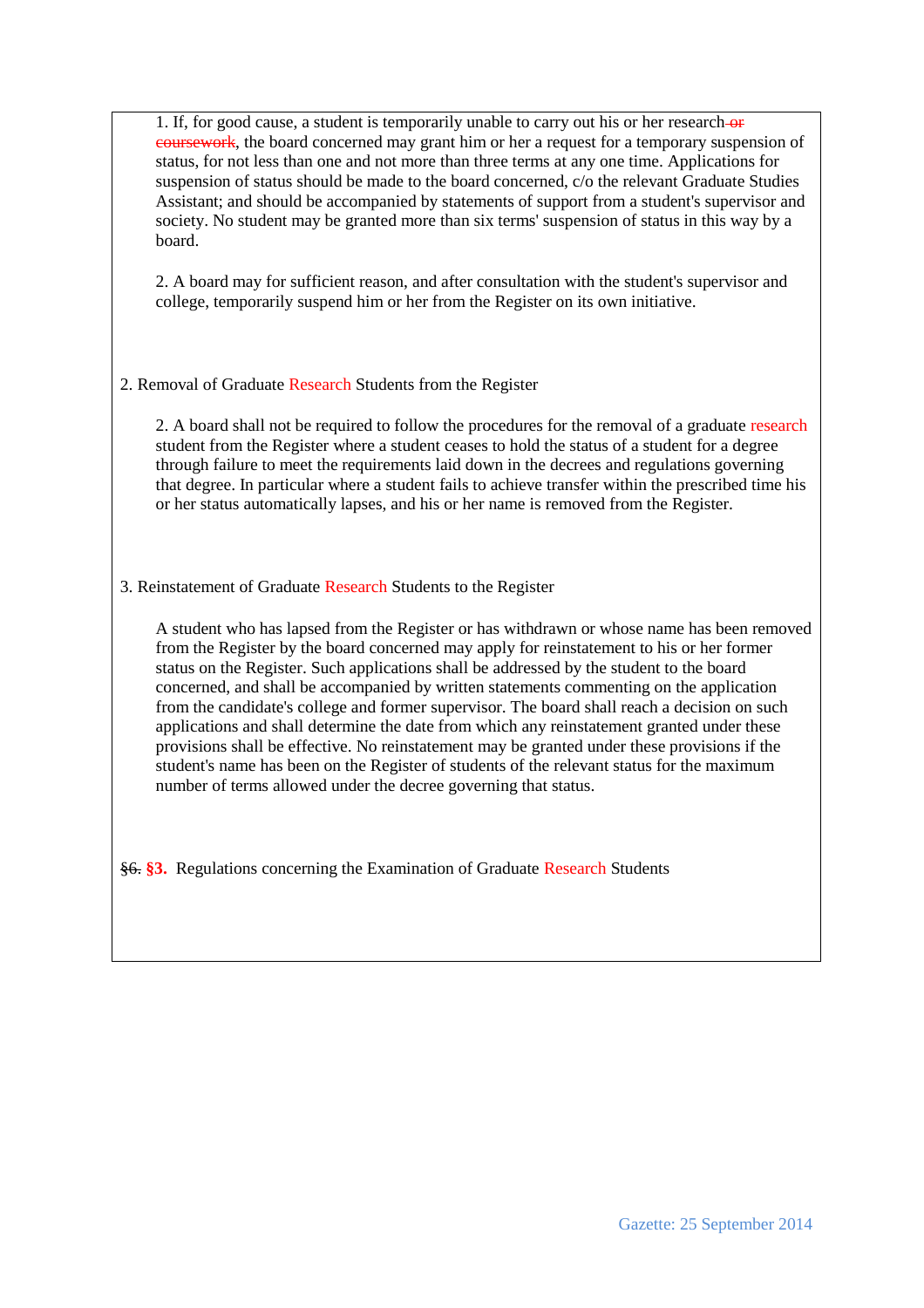1. If, for good cause, a student is temporarily unable to carry out his or her research ~~or coursework~~, the board concerned may grant him or her a request for a temporary suspension of status, for not less than one and not more than three terms at any one time. Applications for suspension of status should be made to the board concerned, c/o the relevant Graduate Studies Assistant; and should be accompanied by statements of support from a student's supervisor and society. No student may be granted more than six terms' suspension of status in this way by a board.

2. A board may for sufficient reason, and after consultation with the student's supervisor and college, temporarily suspend him or her from the Register on its own initiative.

2. Removal of Graduate Research Students from the Register

2. A board shall not be required to follow the procedures for the removal of a graduate research student from the Register where a student ceases to hold the status of a student for a degree through failure to meet the requirements laid down in the decrees and regulations governing that degree. In particular where a student fails to achieve transfer within the prescribed time his or her status automatically lapses, and his or her name is removed from the Register.

3. Reinstatement of Graduate Research Students to the Register

A student who has lapsed from the Register or has withdrawn or whose name has been removed from the Register by the board concerned may apply for reinstatement to his or her former status on the Register. Such applications shall be addressed by the student to the board concerned, and shall be accompanied by written statements commenting on the application from the candidate's college and former supervisor. The board shall reach a decision on such applications and shall determine the date from which any reinstatement granted under these provisions shall be effective. No reinstatement may be granted under these provisions if the student's name has been on the Register of students of the relevant status for the maximum number of terms allowed under the decree governing that status.

~~§6.~~ **§3.** Regulations concerning the Examination of Graduate Research Students